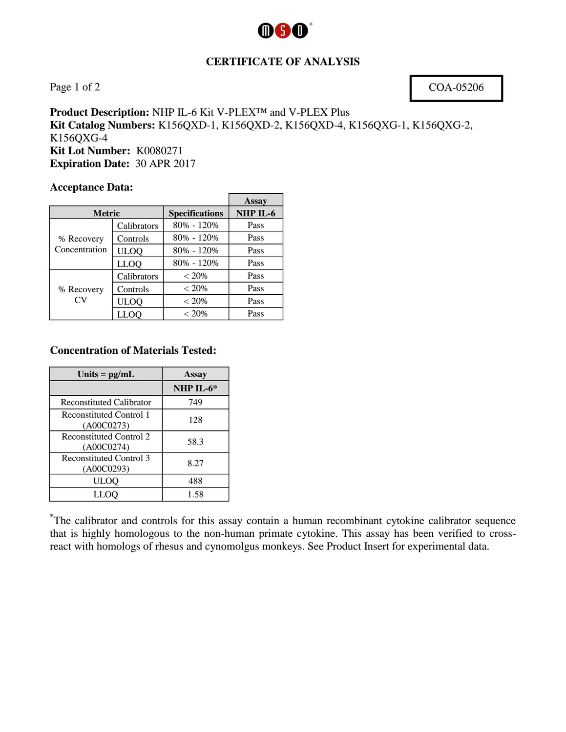# CERTIFICATE OF ACCEPTANCE

# CERTIFICATE OF ANALYSIS

COA-05206

**Product Description:** NHP IL-6 Kit V-PLEX™ and V-PLEX Plus
**Kit Catalog Numbers:** K156QXD-1, K156QXD-2, K156QXD-4, K156QXG-1, K156QXG-2, K156QXG-4
**Kit Lot Number:** K0080271
**Expiration Date:** 30 APR 2017

## Acceptance Data:

| Metric | | Specifications | Assay |
|---|---|---|---|
| | | | NHP IL-6 |
| % Recovery Concentration | Calibrators | 80% - 120% | Pass |
| | Controls | 80% - 120% | Pass |
| | ULOQ | 80% - 120% | Pass |
| | LLOQ | 80% - 120% | Pass |
| % Recovery CV | Calibrators | < 20% | Pass |
| | Controls | < 20% | Pass |
| | ULOQ | < 20% | Pass |
| | LLOQ | < 20% | Pass |

## Concentration of Materials Tested:

| Units = pg/mL | Assay |
|---|---|
| | NHP IL-6* |
| Reconstituted Calibrator | 749 |
| Reconstituted Control 1 (A00C0273) | 128 |
| Reconstituted Control 2 (A00C0274) | 58.3 |
| Reconstituted Control 3 (A00C0293) | 8.27 |
| ULOQ | 488 |
| LLOQ | 1.58 |

*The calibrator and controls for this assay contain a human recombinant cytokine calibrator sequence that is highly homologous to the non-human primate cytokine. This assay has been verified to cross-react with homologs of rhesus and cynomolgus monkeys. See Product Insert for experimental data.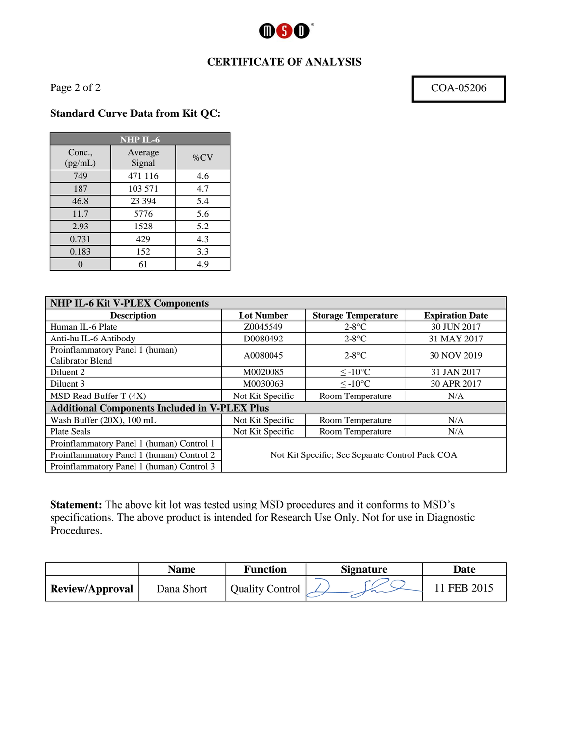# CERTIFICATE OF ANALYSIS

COA-05206

## Standard Curve Data from Kit QC:

| NHP IL-6 | | |
|---|---|---|
| Conc., (pg/mL) | Average Signal | %CV |
| 749 | 471 116 | 4.6 |
| 187 | 103 571 | 4.7 |
| 46.8 | 23 394 | 5.4 |
| 11.7 | 5776 | 5.6 |
| 2.93 | 1528 | 5.2 |
| 0.731 | 429 | 4.3 |
| 0.183 | 152 | 3.3 |
| 0 | 61 | 4.9 |

| **NHP IL-6 Kit V-PLEX Components** | | | |
|---|---|---|---|
| **Description** | **Lot Number** | **Storage Temperature** | **Expiration Date** |
| Human IL-6 Plate | Z0045549 | 2-8°C | 30 JUN 2017 |
| Anti-hu IL-6 Antibody | D0080492 | 2-8°C | 31 MAY 2017 |
| Proinflammatory Panel 1 (human) Calibrator Blend | A0080045 | 2-8°C | 30 NOV 2019 |
| Diluent 2 | M0020085 | ≤ -10°C | 31 JAN 2017 |
| Diluent 3 | M0030063 | ≤ -10°C | 30 APR 2017 |
| MSD Read Buffer T (4X) | Not Kit Specific | Room Temperature | N/A |
| **Additional Components Included in V-PLEX Plus** | | | |
| Wash Buffer (20X), 100 mL | Not Kit Specific | Room Temperature | N/A |
| Plate Seals | Not Kit Specific | Room Temperature | N/A |
| Proinflammatory Panel 1 (human) Control 1 | Not Kit Specific; See Separate Control Pack COA | | |
| Proinflammatory Panel 1 (human) Control 2 | | | |
| Proinflammatory Panel 1 (human) Control 3 | | | |

**Statement:** The above kit lot was tested using MSD procedures and it conforms to MSD's specifications. The above product is intended for Research Use Only. Not for use in Diagnostic Procedures.

| | **Name** | **Function** | **Signature** | **Date** |
|---|---|---|---|---|
| **Review/Approval** | Dana Short | Quality Control | [signature] | 11 FEB 2015 |